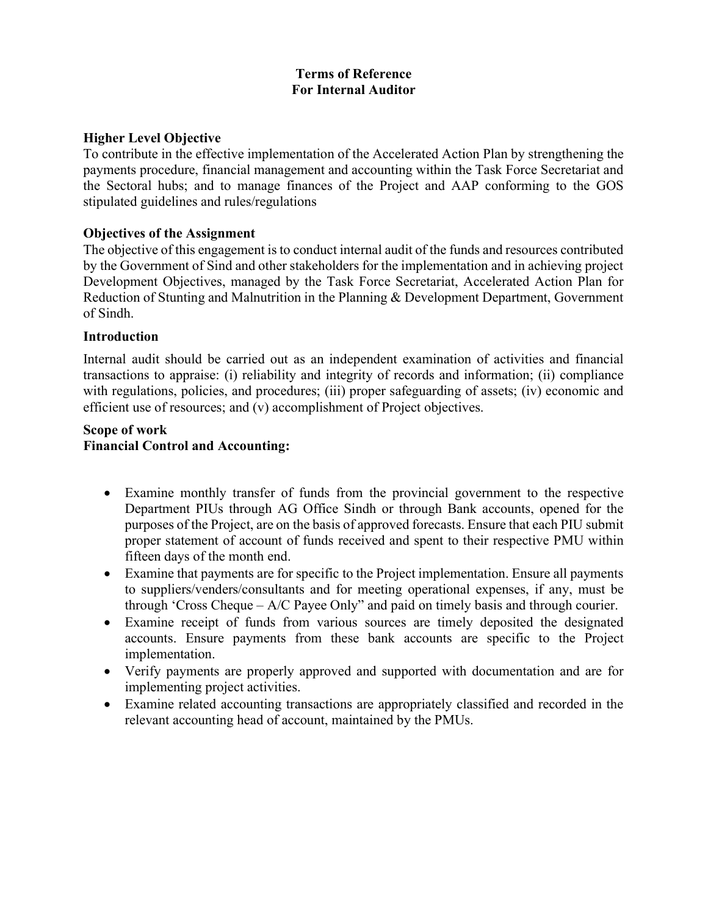# Terms of Reference
# For Internal Auditor

### Higher Level Objective

To contribute in the effective implementation of the Accelerated Action Plan by strengthening the payments procedure, financial management and accounting within the Task Force Secretariat and the Sectoral hubs; and to manage finances of the Project and AAP conforming to the GOS stipulated guidelines and rules/regulations

### Objectives of the Assignment

The objective of this engagement is to conduct internal audit of the funds and resources contributed by the Government of Sind and other stakeholders for the implementation and in achieving project Development Objectives, managed by the Task Force Secretariat, Accelerated Action Plan for Reduction of Stunting and Malnutrition in the Planning & Development Department, Government of Sindh.

### Introduction

Internal audit should be carried out as an independent examination of activities and financial transactions to appraise: (i) reliability and integrity of records and information; (ii) compliance with regulations, policies, and procedures; (iii) proper safeguarding of assets; (iv) economic and efficient use of resources; and (v) accomplishment of Project objectives.

### Scope of work

### Financial Control and Accounting:

- Examine monthly transfer of funds from the provincial government to the respective Department PIUs through AG Office Sindh or through Bank accounts, opened for the purposes of the Project, are on the basis of approved forecasts. Ensure that each PIU submit proper statement of account of funds received and spent to their respective PMU within fifteen days of the month end.
- Examine that payments are for specific to the Project implementation. Ensure all payments to suppliers/venders/consultants and for meeting operational expenses, if any, must be through 'Cross Cheque – A/C Payee Only" and paid on timely basis and through courier.
- Examine receipt of funds from various sources are timely deposited the designated accounts. Ensure payments from these bank accounts are specific to the Project implementation.
- Verify payments are properly approved and supported with documentation and are for implementing project activities.
- Examine related accounting transactions are appropriately classified and recorded in the relevant accounting head of account, maintained by the PMUs.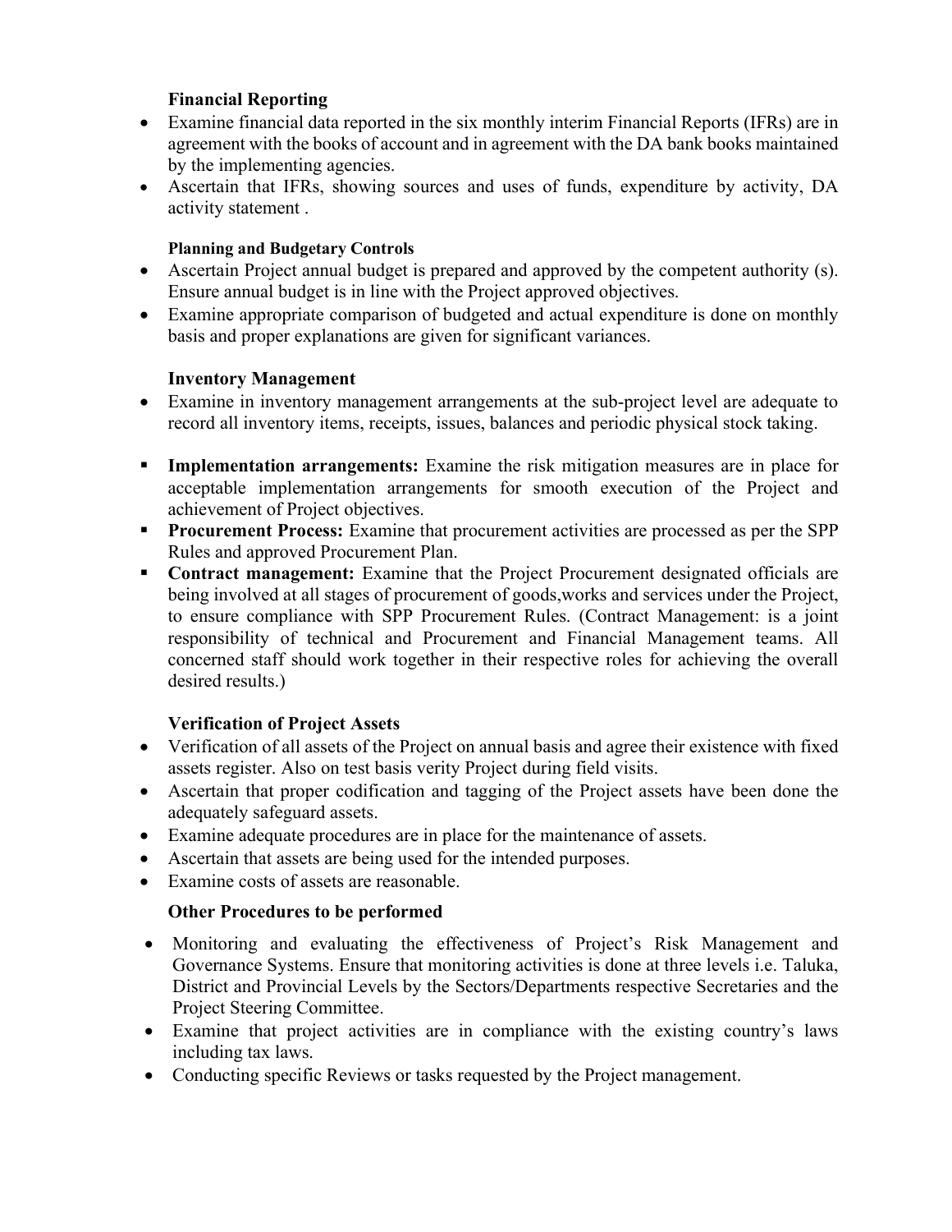**Financial Reporting**

- Examine financial data reported in the six monthly interim Financial Reports (IFRs) are in agreement with the books of account and in agreement with the DA bank books maintained by the implementing agencies.
- Ascertain that IFRs, showing sources and uses of funds, expenditure by activity, DA activity statement .

**Planning and Budgetary Controls**

- Ascertain Project annual budget is prepared and approved by the competent authority (s). Ensure annual budget is in line with the Project approved objectives.
- Examine appropriate comparison of budgeted and actual expenditure is done on monthly basis and proper explanations are given for significant variances.

**Inventory Management**

- Examine in inventory management arrangements at the sub-project level are adequate to record all inventory items, receipts, issues, balances and periodic physical stock taking.

- **Implementation arrangements:** Examine the risk mitigation measures are in place for acceptable implementation arrangements for smooth execution of the Project and achievement of Project objectives.
- **Procurement Process:** Examine that procurement activities are processed as per the SPP Rules and approved Procurement Plan.
- **Contract management:** Examine that the Project Procurement designated officials are being involved at all stages of procurement of goods,works and services under the Project, to ensure compliance with SPP Procurement Rules. (Contract Management: is a joint responsibility of technical and Procurement and Financial Management teams. All concerned staff should work together in their respective roles for achieving the overall desired results.)

**Verification of Project Assets**

- Verification of all assets of the Project on annual basis and agree their existence with fixed assets register. Also on test basis verity Project during field visits.
- Ascertain that proper codification and tagging of the Project assets have been done the adequately safeguard assets.
- Examine adequate procedures are in place for the maintenance of assets.
- Ascertain that assets are being used for the intended purposes.
- Examine costs of assets are reasonable.

**Other Procedures to be performed**

- Monitoring and evaluating the effectiveness of Project's Risk Management and Governance Systems. Ensure that monitoring activities is done at three levels i.e. Taluka, District and Provincial Levels by the Sectors/Departments respective Secretaries and the Project Steering Committee.
- Examine that project activities are in compliance with the existing country's laws including tax laws.
- Conducting specific Reviews or tasks requested by the Project management.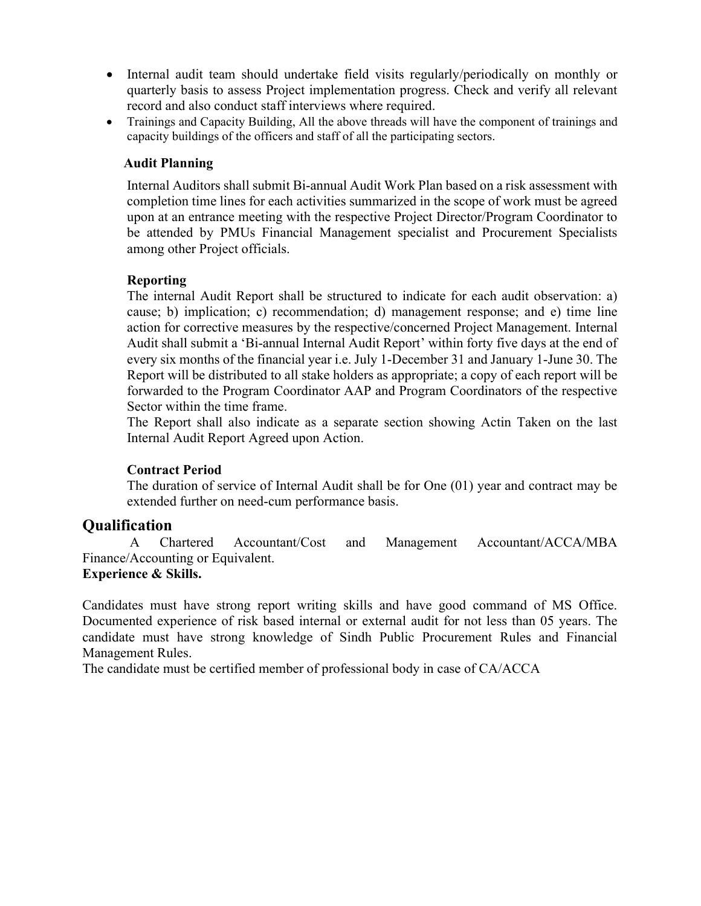- Internal audit team should undertake field visits regularly/periodically on monthly or quarterly basis to assess Project implementation progress. Check and verify all relevant record and also conduct staff interviews where required.
- Trainings and Capacity Building, All the above threads will have the component of trainings and capacity buildings of the officers and staff of all the participating sectors.

**Audit Planning**

Internal Auditors shall submit Bi-annual Audit Work Plan based on a risk assessment with completion time lines for each activities summarized in the scope of work must be agreed upon at an entrance meeting with the respective Project Director/Program Coordinator to be attended by PMUs Financial Management specialist and Procurement Specialists among other Project officials.

**Reporting**

The internal Audit Report shall be structured to indicate for each audit observation: a) cause; b) implication; c) recommendation; d) management response; and e) time line action for corrective measures by the respective/concerned Project Management. Internal Audit shall submit a 'Bi-annual Internal Audit Report' within forty five days at the end of every six months of the financial year i.e. July 1-December 31 and January 1-June 30. The Report will be distributed to all stake holders as appropriate; a copy of each report will be forwarded to the Program Coordinator AAP and Program Coordinators of the respective Sector within the time frame.

The Report shall also indicate as a separate section showing Actin Taken on the last Internal Audit Report Agreed upon Action.

**Contract Period**

The duration of service of Internal Audit shall be for One (01) year and contract may be extended further on need-cum performance basis.

## Qualification

A Chartered Accountant/Cost and Management Accountant/ACCA/MBA Finance/Accounting or Equivalent.

**Experience & Skills.**

Candidates must have strong report writing skills and have good command of MS Office. Documented experience of risk based internal or external audit for not less than 05 years. The candidate must have strong knowledge of Sindh Public Procurement Rules and Financial Management Rules.

The candidate must be certified member of professional body in case of CA/ACCA